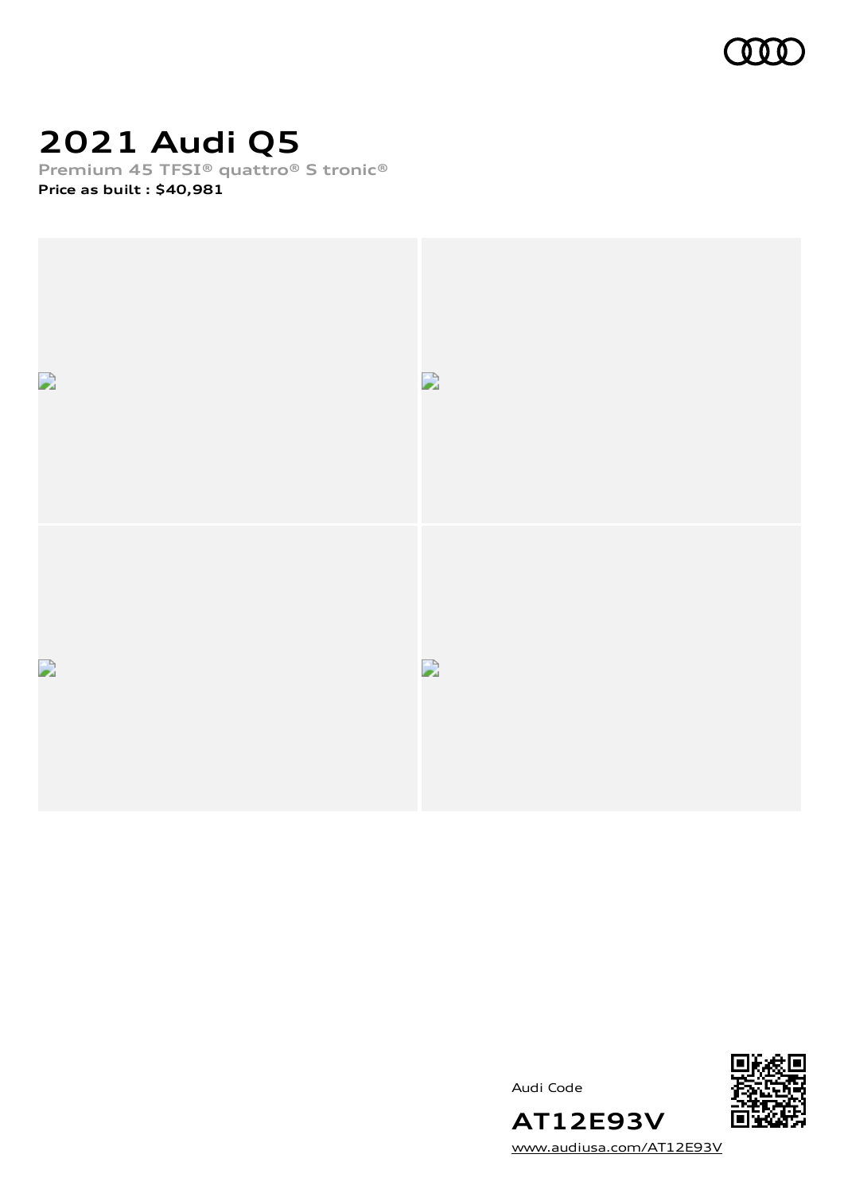# 2021 Audi Q5

**Premium 45 TFSI® quattro® S tronic®**

**Price as built : $40,981**

Audi Code

**AT12E93V**

www.audiusa.com/AT12E93V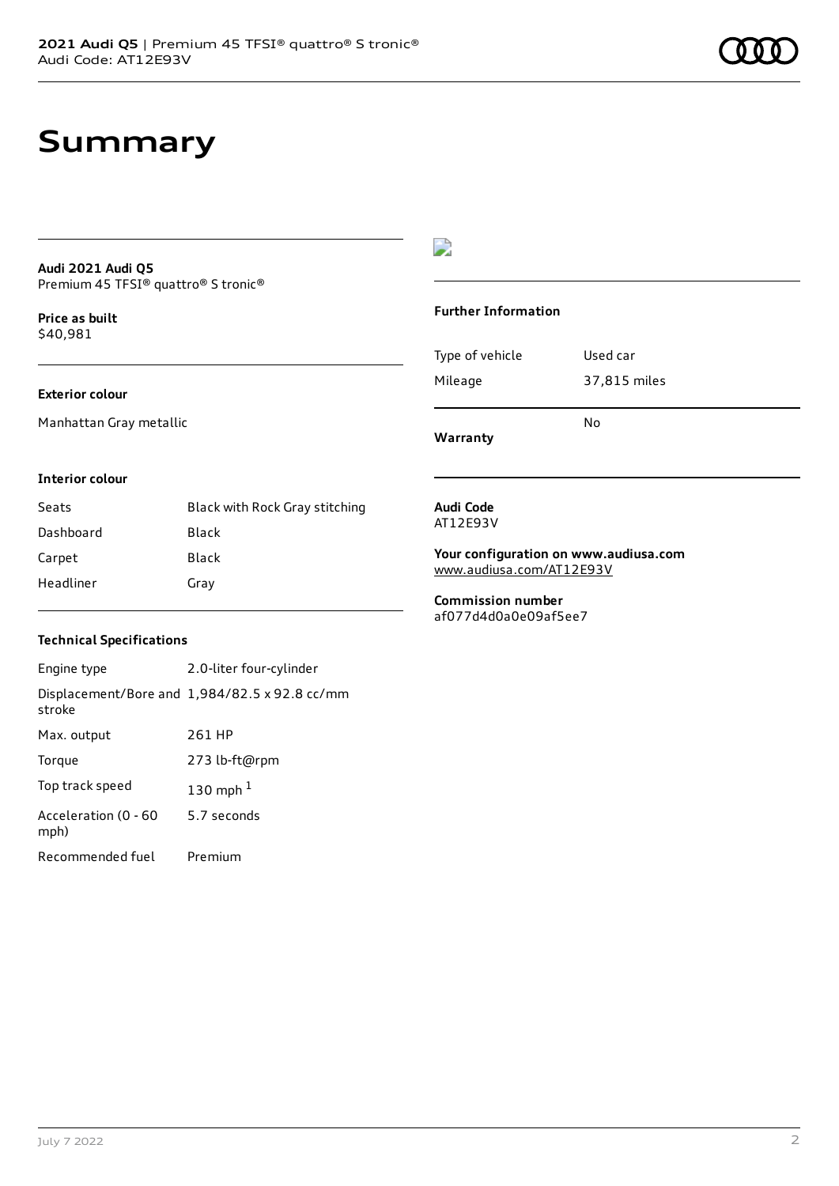# Summary

**Audi 2021 Audi Q5**
Premium 45 TFSI® quattro® S tronic®

**Price as built**
$40,981

### Exterior colour

Manhattan Gray metallic

### Interior colour

| | |
|---|---|
| Seats | Black with Rock Gray stitching |
| Dashboard | Black |
| Carpet | Black |
| Headliner | Gray |

### Technical Specifications

| | |
|---|---|
| Engine type | 2.0-liter four-cylinder |
| Displacement/Bore and stroke | 1,984/82.5 x 92.8 cc/mm |
| Max. output | 261 HP |
| Torque | 273 lb-ft@rpm |
| Top track speed | 130 mph [1] |
| Acceleration (0 - 60 mph) | 5.7 seconds |
| Recommended fuel | Premium |

### Further Information

| | |
|---|---|
| Type of vehicle | Used car |
| Mileage | 37,815 miles |
| **Warranty** | No |

**Audi Code**
AT12E93V

**Your configuration on www.audiusa.com**
www.audiusa.com/AT12E93V

**Commission number**
af077d4d0a0e09af5ee7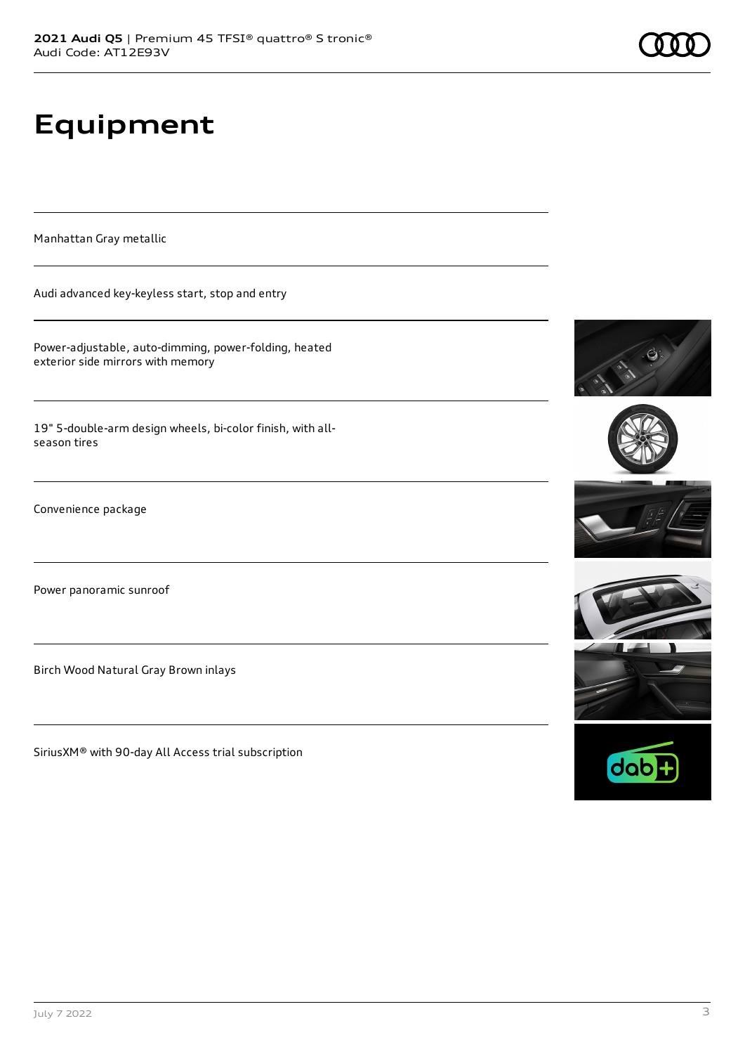# Equipment

Manhattan Gray metallic

Audi advanced key-keyless start, stop and entry

Power-adjustable, auto-dimming, power-folding, heated exterior side mirrors with memory

19" 5-double-arm design wheels, bi-color finish, with all-season tires

Convenience package

Power panoramic sunroof

Birch Wood Natural Gray Brown inlays

SiriusXM® with 90-day All Access trial subscription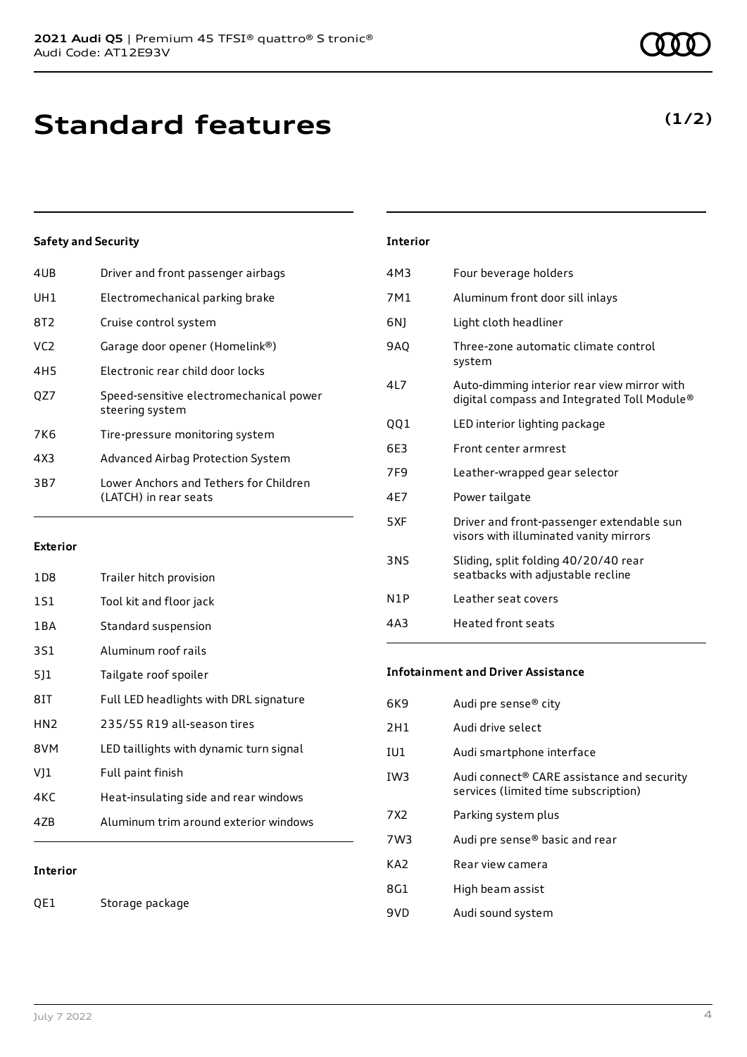# Standard features

**(1/2)**

### Safety and Security

| | |
|---|---|
| 4UB | Driver and front passenger airbags |
| UH1 | Electromechanical parking brake |
| 8T2 | Cruise control system |
| VC2 | Garage door opener (Homelink®) |
| 4H5 | Electronic rear child door locks |
| QZ7 | Speed-sensitive electromechanical power steering system |
| 7K6 | Tire-pressure monitoring system |
| 4X3 | Advanced Airbag Protection System |
| 3B7 | Lower Anchors and Tethers for Children (LATCH) in rear seats |

### Exterior

| | |
|---|---|
| 1D8 | Trailer hitch provision |
| 1S1 | Tool kit and floor jack |
| 1BA | Standard suspension |
| 3S1 | Aluminum roof rails |
| 5J1 | Tailgate roof spoiler |
| 8IT | Full LED headlights with DRL signature |
| HN2 | 235/55 R19 all-season tires |
| 8VM | LED taillights with dynamic turn signal |
| VJ1 | Full paint finish |
| 4KC | Heat-insulating side and rear windows |
| 4ZB | Aluminum trim around exterior windows |

### Interior

| | |
|---|---|
| QE1 | Storage package |
| 4M3 | Four beverage holders |
| 7M1 | Aluminum front door sill inlays |
| 6NJ | Light cloth headliner |
| 9AQ | Three-zone automatic climate control system |
| 4L7 | Auto-dimming interior rear view mirror with digital compass and Integrated Toll Module® |
| QQ1 | LED interior lighting package |
| 6E3 | Front center armrest |
| 7F9 | Leather-wrapped gear selector |
| 4E7 | Power tailgate |
| 5XF | Driver and front-passenger extendable sun visors with illuminated vanity mirrors |
| 3NS | Sliding, split folding 40/20/40 rear seatbacks with adjustable recline |
| N1P | Leather seat covers |
| 4A3 | Heated front seats |

### Infotainment and Driver Assistance

| | |
|---|---|
| 6K9 | Audi pre sense® city |
| 2H1 | Audi drive select |
| IU1 | Audi smartphone interface |
| IW3 | Audi connect® CARE assistance and security services (limited time subscription) |
| 7X2 | Parking system plus |
| 7W3 | Audi pre sense® basic and rear |
| KA2 | Rear view camera |
| 8G1 | High beam assist |
| 9VD | Audi sound system |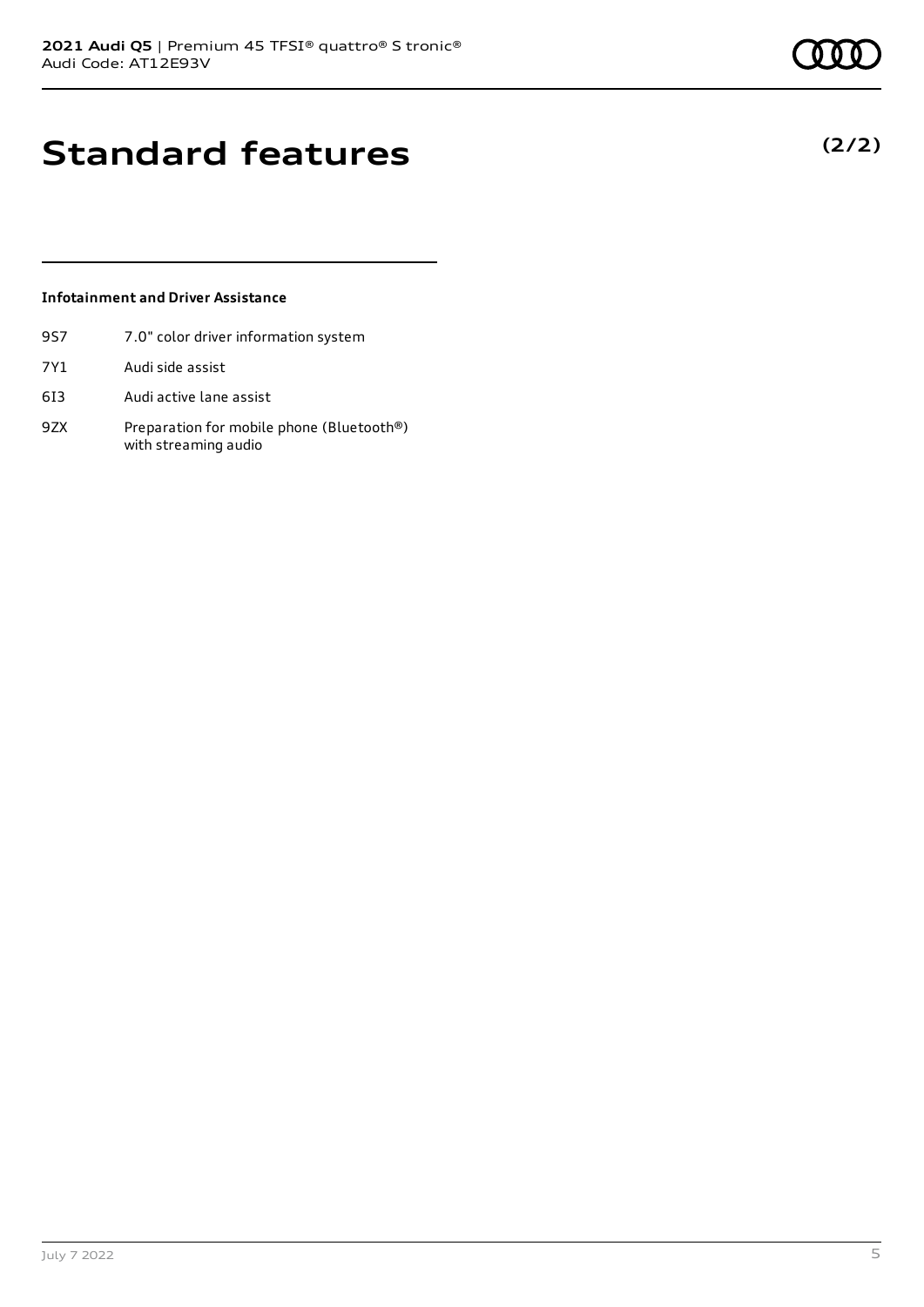# Standard features

**(2/2)**

### Infotainment and Driver Assistance

| | |
|---|---|
| 9S7 | 7.0" color driver information system |
| 7Y1 | Audi side assist |
| 6I3 | Audi active lane assist |
| 9ZX | Preparation for mobile phone (Bluetooth®) with streaming audio |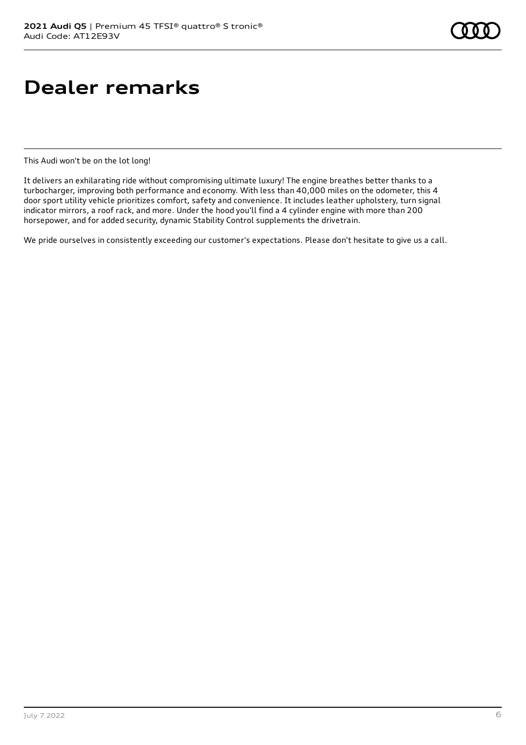# Dealer remarks

This Audi won't be on the lot long!

It delivers an exhilarating ride without compromising ultimate luxury! The engine breathes better thanks to a turbocharger, improving both performance and economy. With less than 40,000 miles on the odometer, this 4 door sport utility vehicle prioritizes comfort, safety and convenience. It includes leather upholstery, turn signal indicator mirrors, a roof rack, and more. Under the hood you'll find a 4 cylinder engine with more than 200 horsepower, and for added security, dynamic Stability Control supplements the drivetrain.

We pride ourselves in consistently exceeding our customer's expectations. Please don't hesitate to give us a call.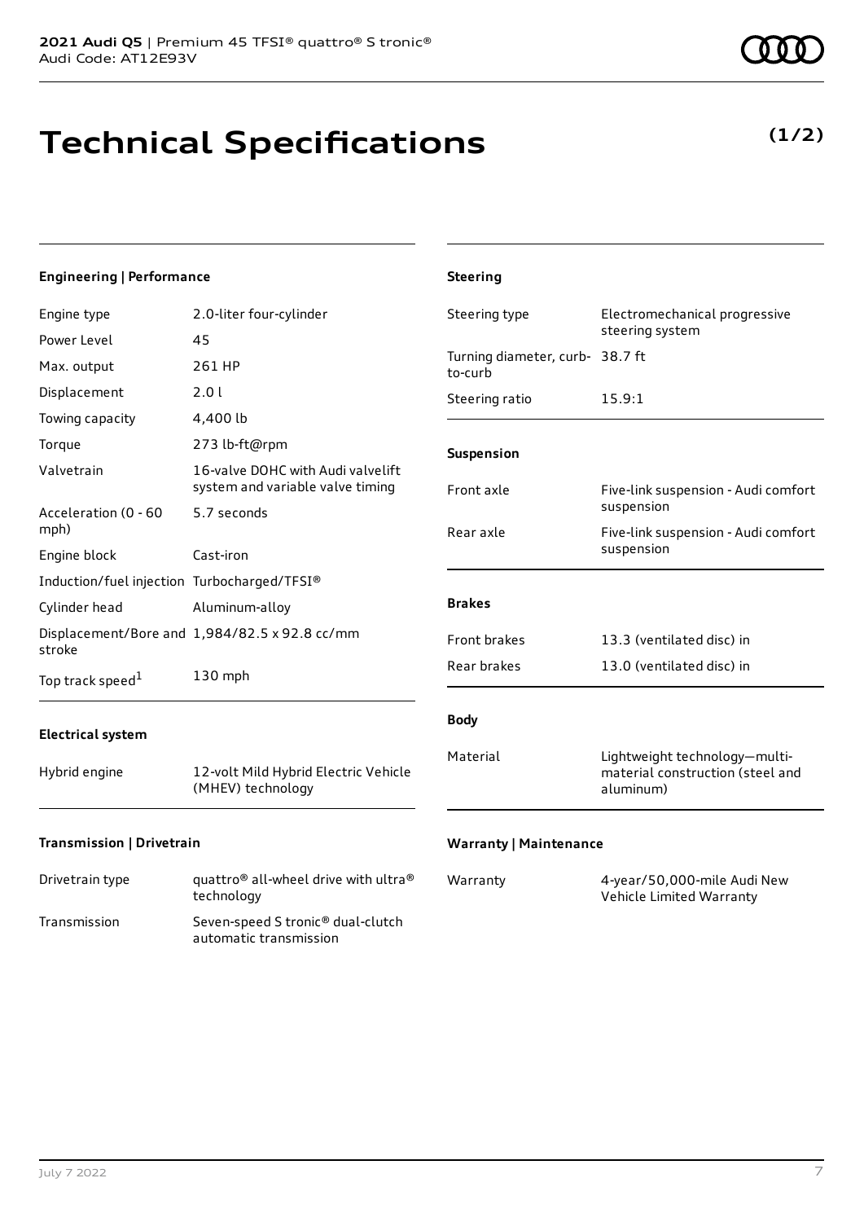# Technical Specifications

**(1/2)**

### Engineering | Performance

| | |
|---|---|
| Engine type | 2.0-liter four-cylinder |
| Power Level | 45 |
| Max. output | 261 HP |
| Displacement | 2.0 l |
| Towing capacity | 4,400 lb |
| Torque | 273 lb-ft@rpm |
| Valvetrain | 16-valve DOHC with Audi valvelift system and variable valve timing |
| Acceleration (0 - 60 mph) | 5.7 seconds |
| Engine block | Cast-iron |
| Induction/fuel injection | Turbocharged/TFSI® |
| Cylinder head | Aluminum-alloy |
| Displacement/Bore and stroke | 1,984/82.5 x 92.8 cc/mm |
| Top track speed[1] | 130 mph |

### Electrical system

| | |
|---|---|
| Hybrid engine | 12-volt Mild Hybrid Electric Vehicle (MHEV) technology |

### Transmission | Drivetrain

| | |
|---|---|
| Drivetrain type | quattro® all-wheel drive with ultra® technology |
| Transmission | Seven-speed S tronic® dual-clutch automatic transmission |

### Steering

| | |
|---|---|
| Steering type | Electromechanical progressive steering system |
| Turning diameter, curb-to-curb | 38.7 ft |
| Steering ratio | 15.9:1 |

### Suspension

| | |
|---|---|
| Front axle | Five-link suspension - Audi comfort suspension |
| Rear axle | Five-link suspension - Audi comfort suspension |

### Brakes

| | |
|---|---|
| Front brakes | 13.3 (ventilated disc) in |
| Rear brakes | 13.0 (ventilated disc) in |

### Body

| | |
|---|---|
| Material | Lightweight technology—multi-material construction (steel and aluminum) |

### Warranty | Maintenance

| | |
|---|---|
| Warranty | 4-year/50,000-mile Audi New Vehicle Limited Warranty |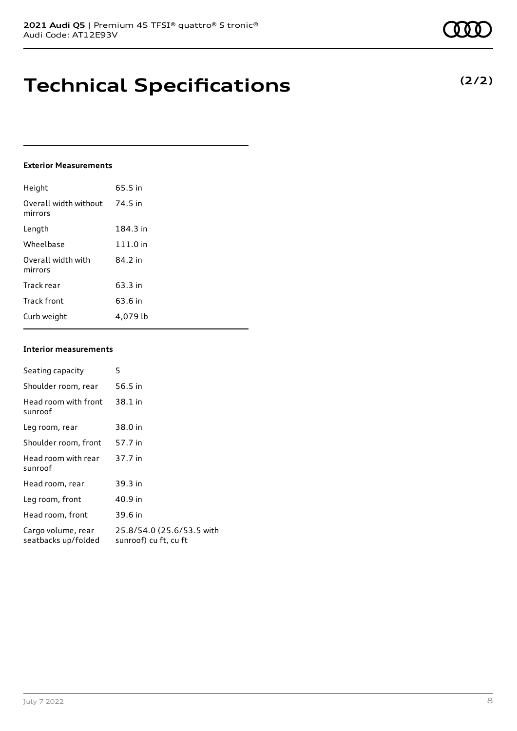# Technical Specifications

**(2/2)**

### Exterior Measurements

| | |
|---|---|
| Height | 65.5 in |
| Overall width without mirrors | 74.5 in |
| Length | 184.3 in |
| Wheelbase | 111.0 in |
| Overall width with mirrors | 84.2 in |
| Track rear | 63.3 in |
| Track front | 63.6 in |
| Curb weight | 4,079 lb |

### Interior measurements

| | |
|---|---|
| Seating capacity | 5 |
| Shoulder room, rear | 56.5 in |
| Head room with front sunroof | 38.1 in |
| Leg room, rear | 38.0 in |
| Shoulder room, front | 57.7 in |
| Head room with rear sunroof | 37.7 in |
| Head room, rear | 39.3 in |
| Leg room, front | 40.9 in |
| Head room, front | 39.6 in |
| Cargo volume, rear seatbacks up/folded | 25.8/54.0 (25.6/53.5 with sunroof) cu ft, cu ft |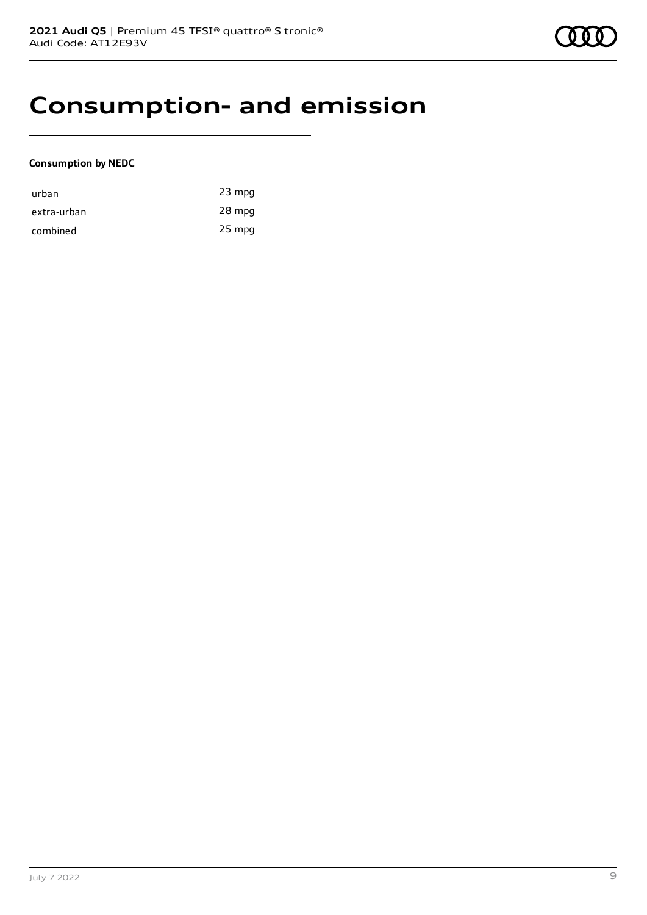# Consumption- and emission

**Consumption by NEDC**

| | |
|---|---|
| urban | 23 mpg |
| extra-urban | 28 mpg |
| combined | 25 mpg |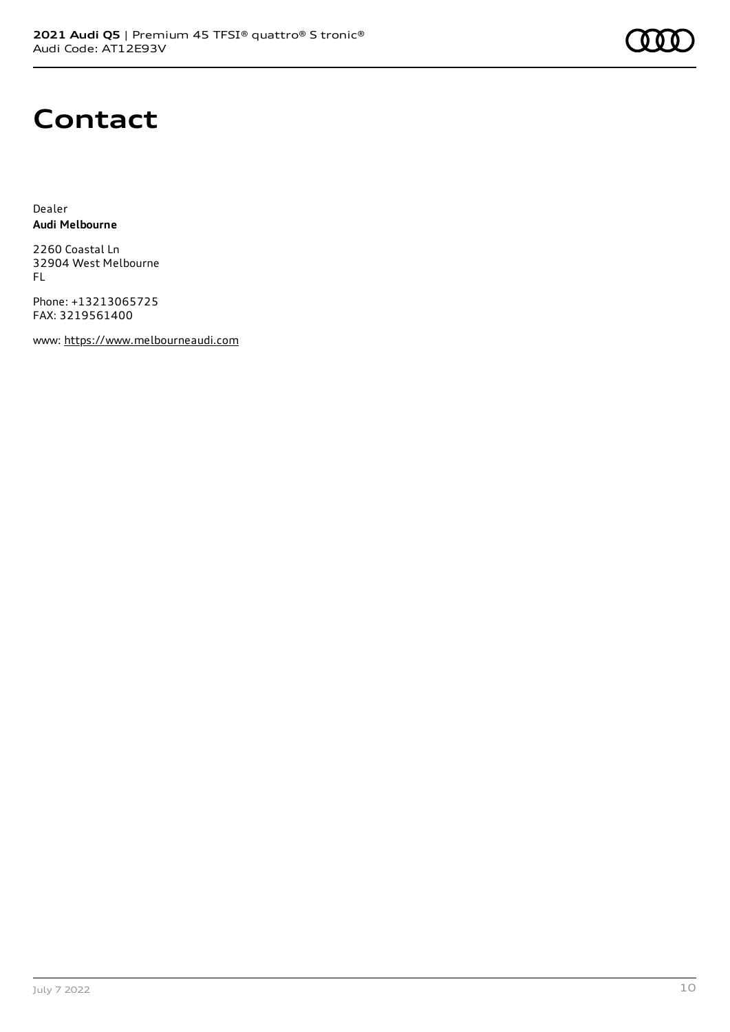# Contact

Dealer
**Audi Melbourne**

2260 Coastal Ln
32904 West Melbourne
FL

Phone: +13213065725
FAX: 3219561400

www: https://www.melbourneaudi.com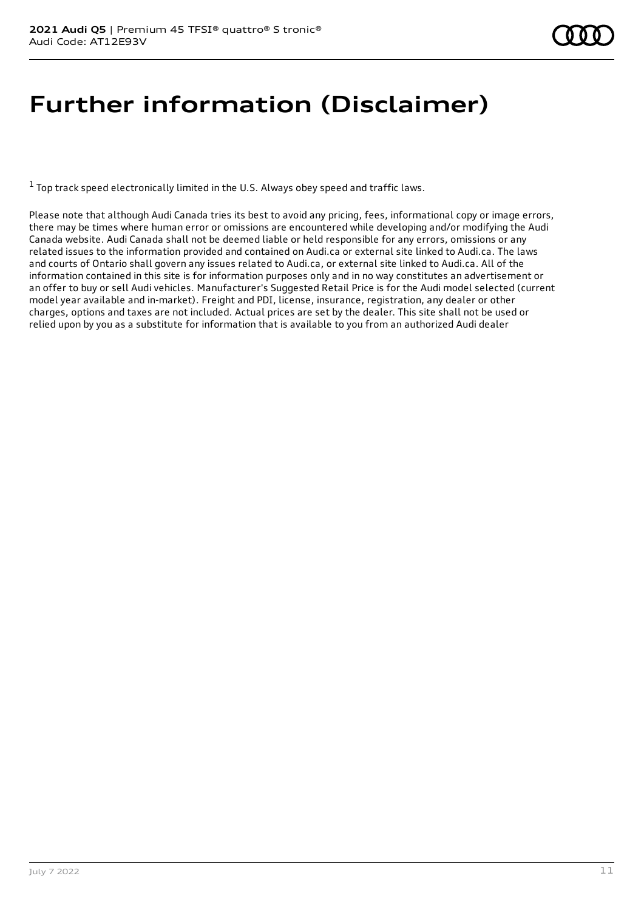# Further information (Disclaimer)

[1] Top track speed electronically limited in the U.S. Always obey speed and traffic laws.

Please note that although Audi Canada tries its best to avoid any pricing, fees, informational copy or image errors, there may be times where human error or omissions are encountered while developing and/or modifying the Audi Canada website. Audi Canada shall not be deemed liable or held responsible for any errors, omissions or any related issues to the information provided and contained on Audi.ca or external site linked to Audi.ca. The laws and courts of Ontario shall govern any issues related to Audi.ca, or external site linked to Audi.ca. All of the information contained in this site is for information purposes only and in no way constitutes an advertisement or an offer to buy or sell Audi vehicles. Manufacturer's Suggested Retail Price is for the Audi model selected (current model year available and in-market). Freight and PDI, license, insurance, registration, any dealer or other charges, options and taxes are not included. Actual prices are set by the dealer. This site shall not be used or relied upon by you as a substitute for information that is available to you from an authorized Audi dealer